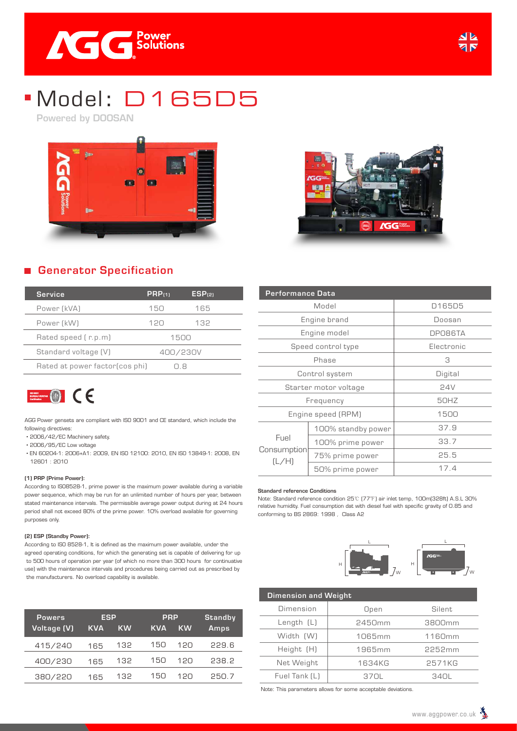# Model: D165D5

**Powered by DOOSAN**

## Generator Specification

| Service | PRP(1) | ESP(2) |
|---|---|---|
| Power (kVA) | 150 | 165 |
| Power (kW) | 120 | 132 |
| Rated speed ( r.p.m) | 1500 | |
| Standard voltage (V) | 400/230V | |
| Rated at power factor(cos phi) | 0.8 | |

AGG Power gensets are compliant with ISO 9001 and CE standard, which include the following directives:

- 2006/42/EC Machinery safety.
- 2006/95/EC Low voltage
- EN 60204-1: 2006+A1: 2009, EN ISO 12100: 2010, EN ISO 13849-1: 2008, EN 12601 : 2010

**(1) PRP (Prime Power):**

According to ISO8528-1, prime power is the maximum power available during a variable power sequence, which may be run for an unlimited number of hours per year, between stated maintenance intervals. The permissible average power output during at 24 hours period shall not exceed 80% of the prime power. 10% overload available for governing purposes only.

**(2) ESP (Standby Power):**

According to ISO 8528-1, It is defined as the maximum power available, under the agreed operating conditions, for which the generating set is capable of delivering for up to 500 hours of operation per year (of which no more than 300 hours for continuative use) with the maintenance intervals and procedures being carried out as prescribed by the manufacturers. No overload capability is available.

| Powers Voltage (V) | ESP KVA | ESP KW | PRP KVA | PRP KW | Standby Amps |
|---|---|---|---|---|---|
| 415/240 | 165 | 132 | 150 | 120 | 229.6 |
| 400/230 | 165 | 132 | 150 | 120 | 238.2 |
| 380/220 | 165 | 132 | 150 | 120 | 250.7 |

| Performance Data | | |
|---|---|---|
| Model | | D165D5 |
| Engine brand | | Doosan |
| Engine model | | DP086TA |
| Speed control type | | Electronic |
| Phase | | 3 |
| Control system | | Digital |
| Starter motor voltage | | 24V |
| Frequency | | 50HZ |
| Engine speed (RPM) | | 1500 |
| Fuel Consumption (L/H) | 100% standby power | 37.9 |
| | 100% prime power | 33.7 |
| | 75% prime power | 25.5 |
| | 50% prime power | 17.4 |

**Standard reference Conditions**

Note: Standard reference condition 25℃ (77℉) air inlet temp, 100m(328ft) A.S.L 30% relative humidity. Fuel consumption dat with diesel fuel with specific gravity of 0.85 and conforming to BS 2869: 1998 , Class A2

| Dimension and Weight | | |
|---|---|---|
| Dimension | Open | Silent |
| Length (L) | 2450mm | 3800mm |
| Width (W) | 1065mm | 1160mm |
| Height (H) | 1965mm | 2252mm |
| Net Weight | 1634KG | 2571KG |
| Fuel Tank (L) | 370L | 340L |

Note: This parameters allows for some acceptable deviations.

www.aggpower.co.uk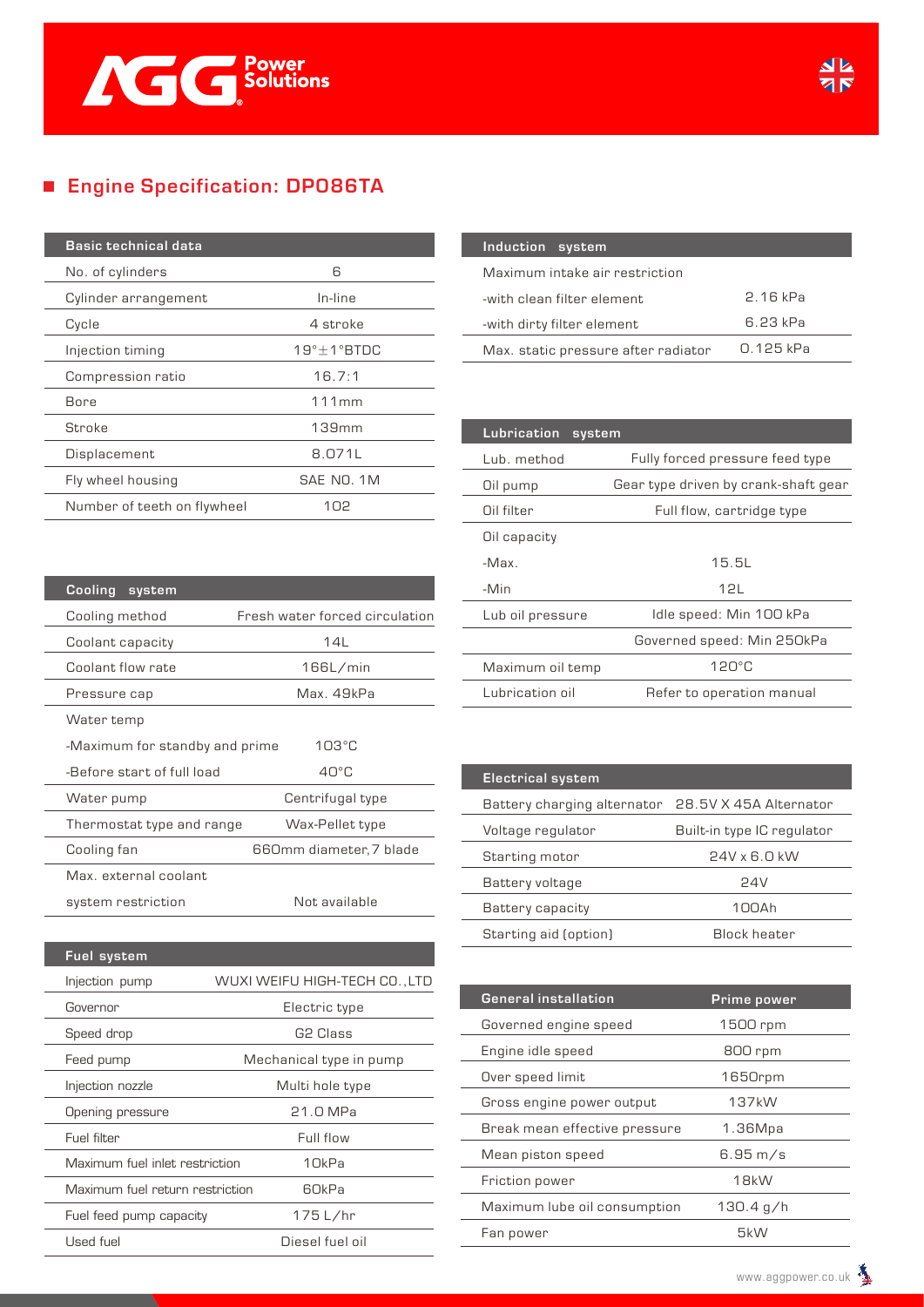## Engine Specification: DP086TA

| Basic technical data | |
|---|---|
| No. of cylinders | 6 |
| Cylinder arrangement | In-line |
| Cycle | 4 stroke |
| Injection timing | 19°±1°BTDC |
| Compression ratio | 16.7:1 |
| Bore | 111mm |
| Stroke | 139mm |
| Displacement | 8.071L |
| Fly wheel housing | SAE NO. 1M |
| Number of teeth on flywheel | 102 |

| Cooling system | |
|---|---|
| Cooling method | Fresh water forced circulation |
| Coolant capacity | 14L |
| Coolant flow rate | 166L/min |
| Pressure cap | Max. 49kPa |
| Water temp | |
| -Maximum for standby and prime | 103°C |
| -Before start of full load | 40°C |
| Water pump | Centrifugal type |
| Thermostat type and range | Wax-Pellet type |
| Cooling fan | 660mm diameter,7 blade |
| Max. external coolant system restriction | Not available |

| Fuel system | |
|---|---|
| Injection pump | WUXI WEIFU HIGH-TECH CO.,LTD |
| Governor | Electric type |
| Speed drop | G2 Class |
| Feed pump | Mechanical type in pump |
| Injection nozzle | Multi hole type |
| Opening pressure | 21.0 MPa |
| Fuel filter | Full flow |
| Maximum fuel inlet restriction | 10kPa |
| Maximum fuel return restriction | 60kPa |
| Fuel feed pump capacity | 175 L/hr |
| Used fuel | Diesel fuel oil |

| Induction system | |
|---|---|
| Maximum intake air restriction | |
| -with clean filter element | 2.16 kPa |
| -with dirty filter element | 6.23 kPa |
| Max. static pressure after radiator | 0.125 kPa |

| Lubrication system | |
|---|---|
| Lub. method | Fully forced pressure feed type |
| Oil pump | Gear type driven by crank-shaft gear |
| Oil filter | Full flow, cartridge type |
| Oil capacity | |
| -Max. | 15.5L |
| -Min | 12L |
| Lub oil pressure | Idle speed: Min 100 kPa |
| | Governed speed: Min 250kPa |
| Maximum oil temp | 120°C |
| Lubrication oil | Refer to operation manual |

| Electrical system | |
|---|---|
| Battery charging alternator | 28.5V X 45A Alternator |
| Voltage regulator | Built-in type IC regulator |
| Starting motor | 24V x 6.0 kW |
| Battery voltage | 24V |
| Battery capacity | 100Ah |
| Starting aid (option) | Block heater |

| General installation | Prime power |
|---|---|
| Governed engine speed | 1500 rpm |
| Engine idle speed | 800 rpm |
| Over speed limit | 1650rpm |
| Gross engine power output | 137kW |
| Break mean effective pressure | 1.36Mpa |
| Mean piston speed | 6.95 m/s |
| Friction power | 18kW |
| Maximum lube oil consumption | 130.4 g/h |
| Fan power | 5kW |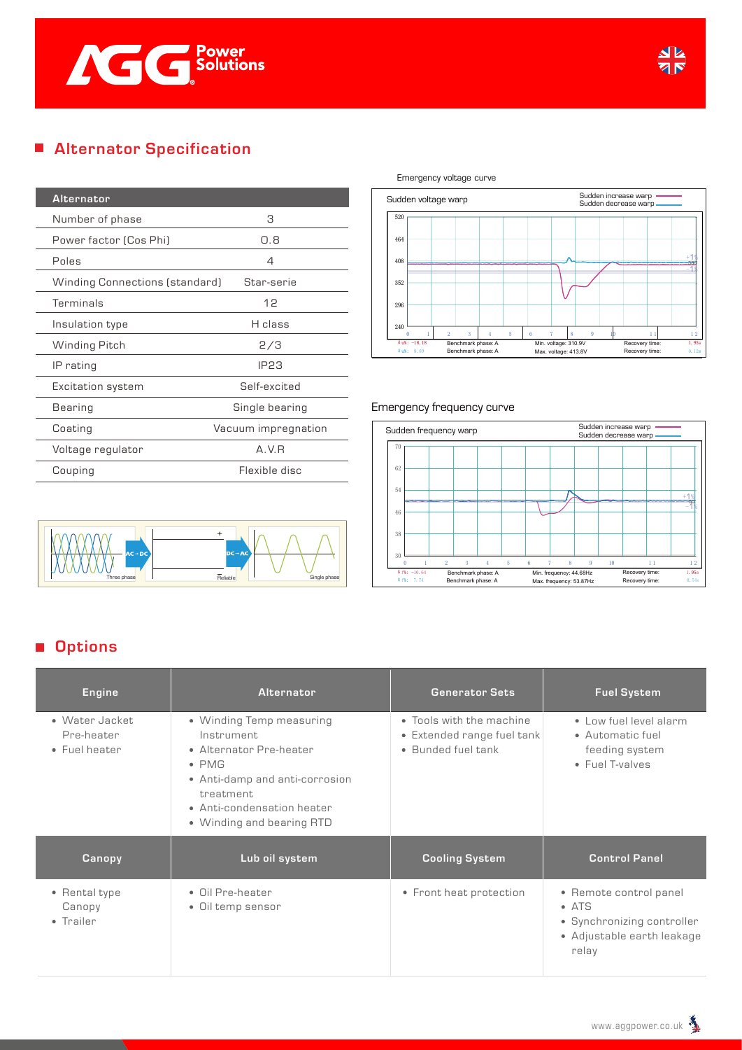## Alternator Specification

| Alternator | |
|---|---|
| Number of phase | 3 |
| Power factor (Cos Phi) | 0.8 |
| Poles | 4 |
| Winding Connections (standard) | Star-serie |
| Terminals | 12 |
| Insulation type | H class |
| Winding Pitch | 2/3 |
| IP rating | IP23 |
| Excitation system | Self-excited |
| Bearing | Single bearing |
| Coating | Vacuum impregnation |
| Voltage regulator | A.V.R |
| Couping | Flexible disc |

Emergency voltage curve

Emergency frequency curve

## Options

| Engine | Alternator | Generator Sets | Fuel System |
|---|---|---|---|
| • Water Jacket Pre-heater<br>• Fuel heater | • Winding Temp measuring Instrument<br>• Alternator Pre-heater<br>• PMG<br>• Anti-damp and anti-corrosion treatment<br>• Anti-condensation heater<br>• Winding and bearing RTD | • Tools with the machine<br>• Extended range fuel tank<br>• Bunded fuel tank | • Low fuel level alarm<br>• Automatic fuel feeding system<br>• Fuel T-valves |
| **Canopy** | **Lub oil system** | **Cooling System** | **Control Panel** |
| • Rental type Canopy<br>• Trailer | • Oil Pre-heater<br>• Oil temp sensor | • Front heat protection | • Remote control panel<br>• ATS<br>• Synchronizing controller<br>• Adjustable earth leakage relay |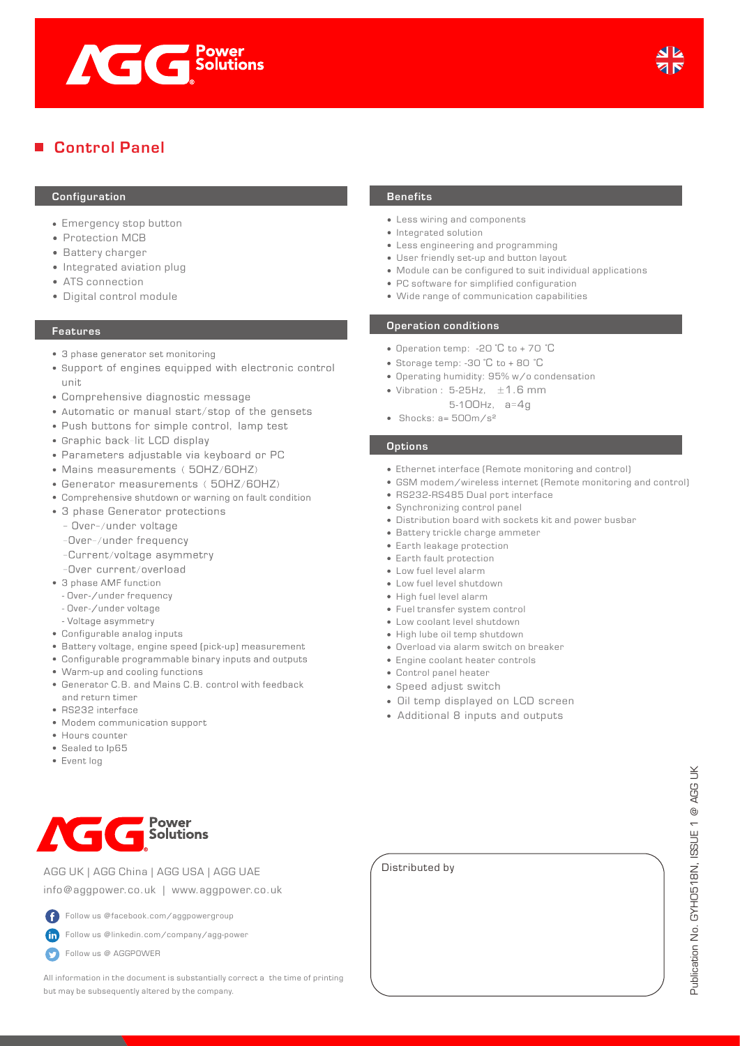## Control Panel

### Configuration

- Emergency stop button
- Protection MCB
- Battery charger
- Integrated aviation plug
- ATS connection
- Digital control module

### Features

- 3 phase generator set monitoring
- Support of engines equipped with electronic control unit
- Comprehensive diagnostic message
- Automatic or manual start/stop of the gensets
- Push buttons for simple control, lamp test
- Graphic back-lit LCD display
- Parameters adjustable via keyboard or PC
- Mains measurements ( 50HZ/60HZ)
- Generator measurements ( 50HZ/60HZ)
- Comprehensive shutdown or warning on fault condition
- 3 phase Generator protections
  - Over-/under voltage
  - Over-/under frequency
  - Current/voltage asymmetry
  - Over current/overload
- 3 phase AMF function
  - Over-/under frequency
  - Over-/under voltage
  - Voltage asymmetry
- Configurable analog inputs
- Battery voltage, engine speed (pick-up) measurement
- Configurable programmable binary inputs and outputs
- Warm-up and cooling functions
- Generator C.B. and Mains C.B. control with feedback and return timer
- RS232 interface
- Modem communication support
- Hours counter
- Sealed to Ip65
- Event log

### Benefits

- Less wiring and components
- Integrated solution
- Less engineering and programming
- User friendly set-up and button layout
- Module can be configured to suit individual applications
- PC software for simplified configuration
- Wide range of communication capabilities

### Operation conditions

- Operation temp: -20 ℃ to + 70 ℃
- Storage temp: -30 ℃ to + 80 ℃
- Operating humidity: 95% w/o condensation
- Vibration : 5-25Hz, ±1.6 mm
  5-100Hz, a=4g
- Shocks: a= 500m/s²

### Options

- Ethernet interface (Remote monitoring and control)
- GSM modem/wireless internet (Remote monitoring and control)
- RS232-RS485 Dual port interface
- Synchronizing control panel
- Distribution board with sockets kit and power busbar
- Battery trickle charge ammeter
- Earth leakage protection
- Earth fault protection
- Low fuel level alarm
- Low fuel level shutdown
- High fuel level alarm
- Fuel transfer system control
- Low coolant level shutdown
- High lube oil temp shutdown
- Overload via alarm switch on breaker
- Engine coolant heater controls
- Control panel heater
- Speed adjust switch
- Oil temp displayed on LCD screen
- Additional 8 inputs and outputs

AGG Power Solutions

AGG UK | AGG China | AGG USA | AGG UAE

info@aggpower.co.uk | www.aggpower.co.uk

Follow us @facebook.com/aggpowergroup

Follow us @linkedin.com/company/agg-power

Follow us @ AGGPOWER

All information in the document is substantially correct a the time of printing but may be subsequently altered by the company.

Distributed by

Publication No. GYH0518N, ISSUE 1 @ AGG UK